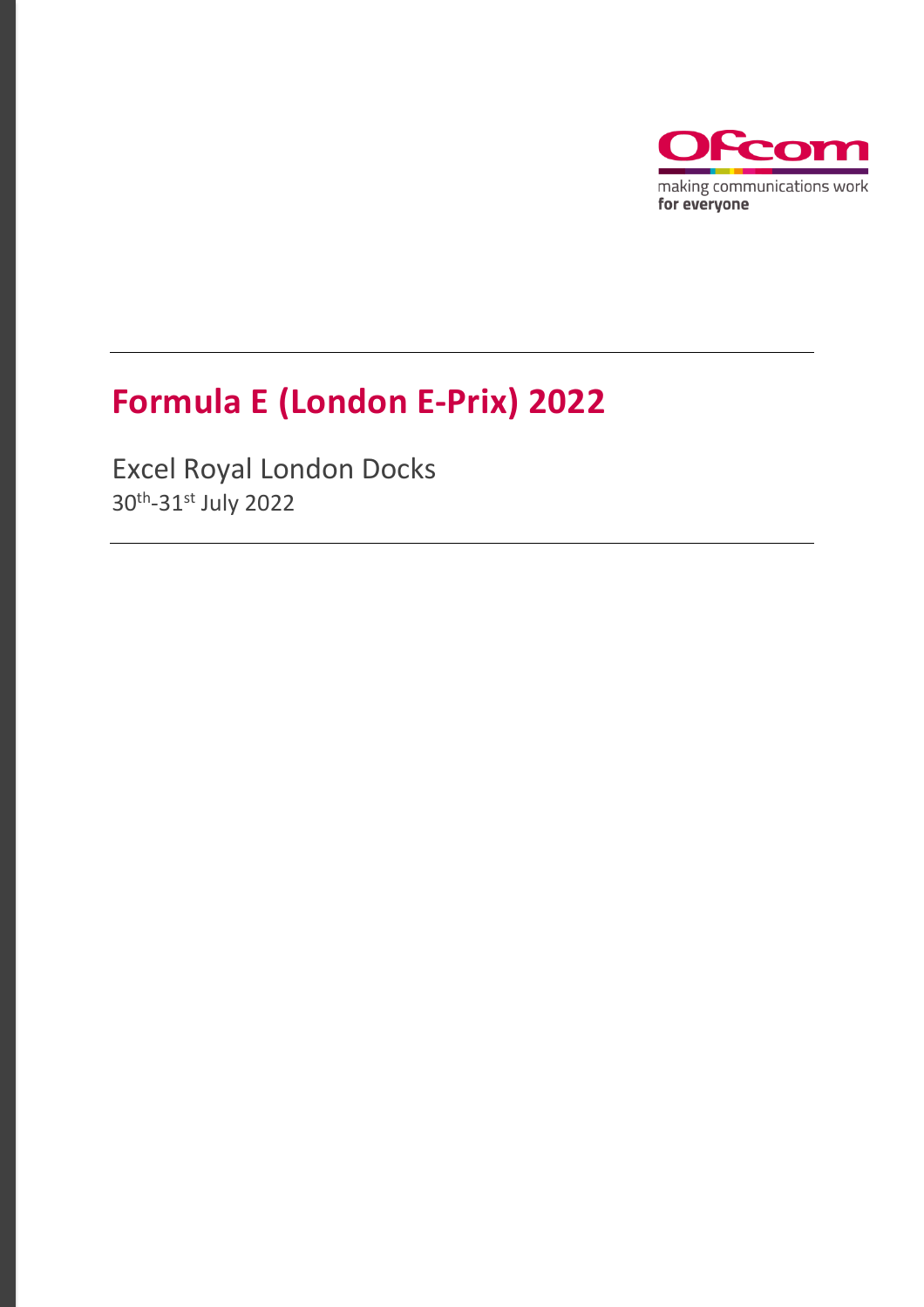# Formula E (London E-Prix) 2022

Excel Royal London Docks

30th-31st July 2022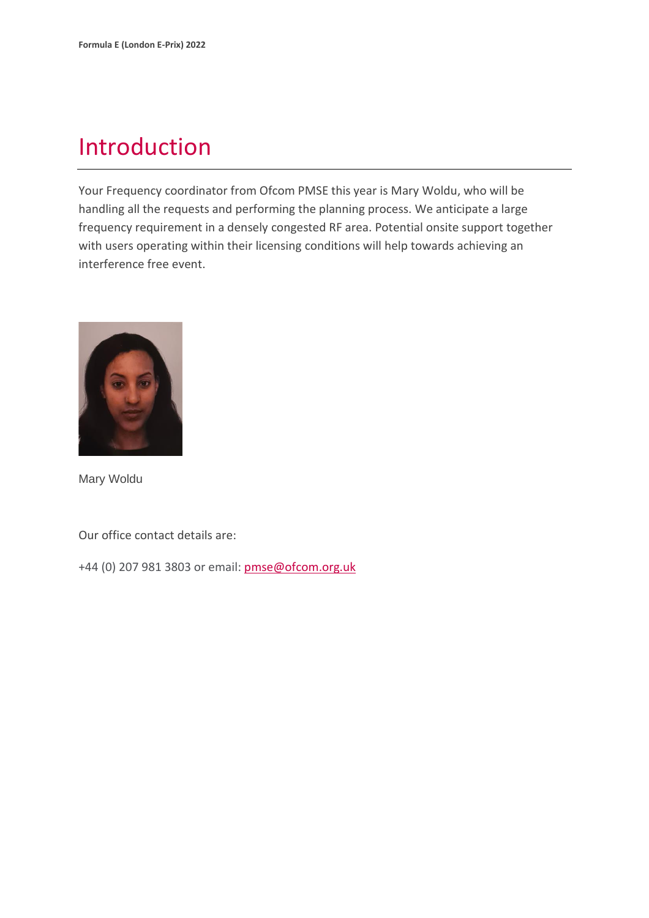# Introduction

Your Frequency coordinator from Ofcom PMSE this year is Mary Woldu, who will be handling all the requests and performing the planning process. We anticipate a large frequency requirement in a densely congested RF area. Potential onsite support together with users operating within their licensing conditions will help towards achieving an interference free event.

Mary Woldu

Our office contact details are:

+44 (0) 207 981 3803 or email: pmse@ofcom.org.uk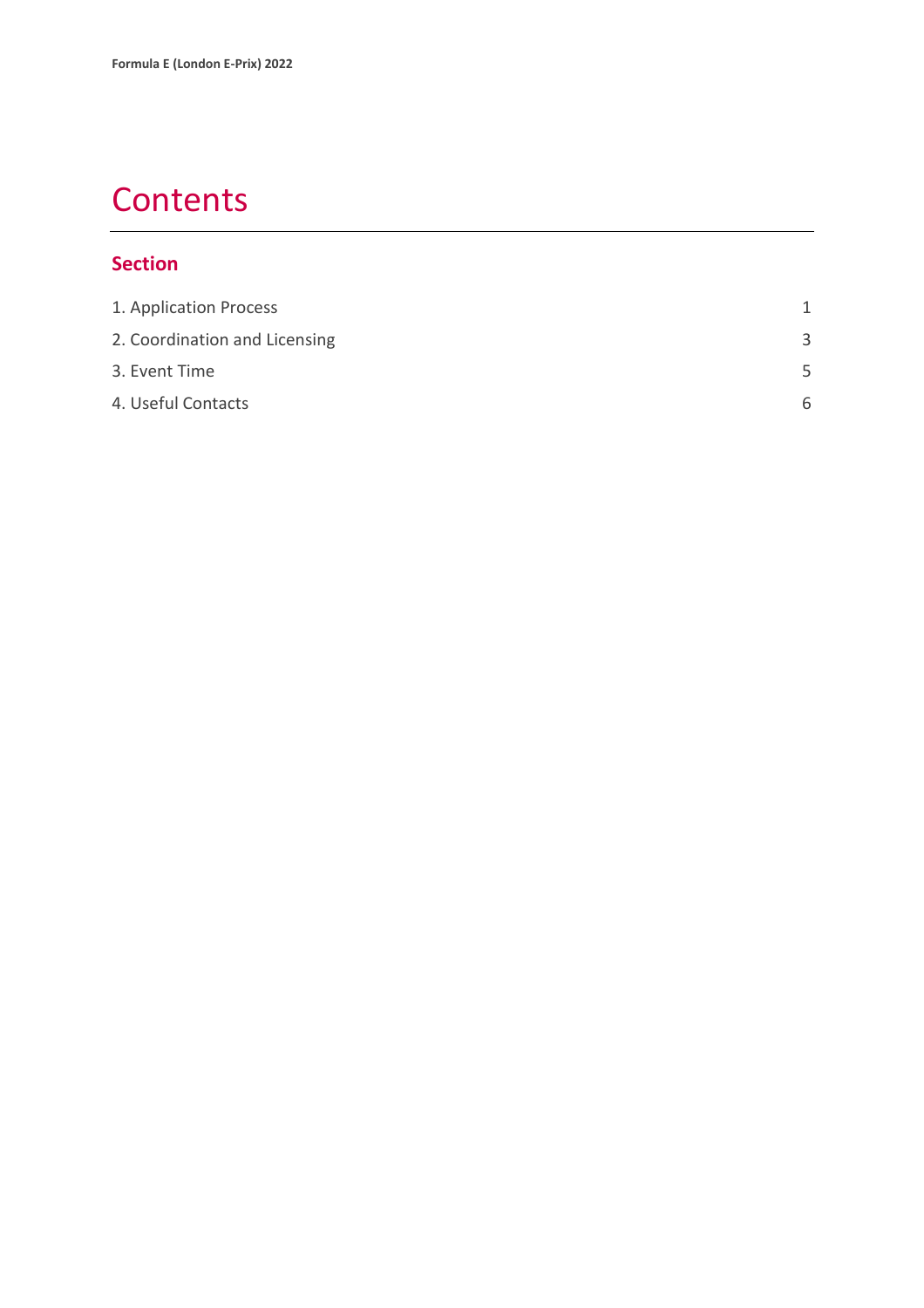# Contents

## Section

| | |
|---|---|
| 1. Application Process | 1 |
| 2. Coordination and Licensing | 3 |
| 3. Event Time | 5 |
| 4. Useful Contacts | 6 |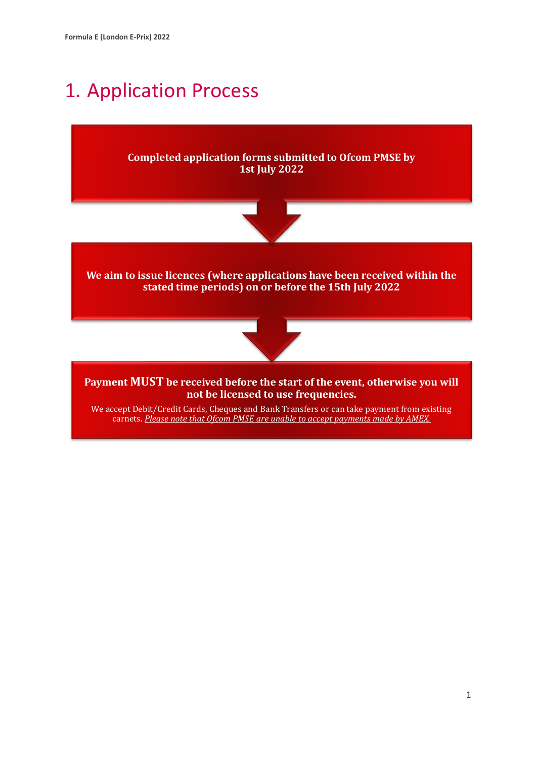# 1. Application Process

**Completed application forms submitted to Ofcom PMSE by 1st July 2022**

**We aim to issue licences (where applications have been received within the stated time periods) on or before the 15th July 2022**

**Payment MUST be received before the start of the event, otherwise you will not be licensed to use frequencies.**

We accept Debit/Credit Cards, Cheques and Bank Transfers or can take payment from existing carnets. *Please note that Ofcom PMSE are unable to accept payments made by AMEX.*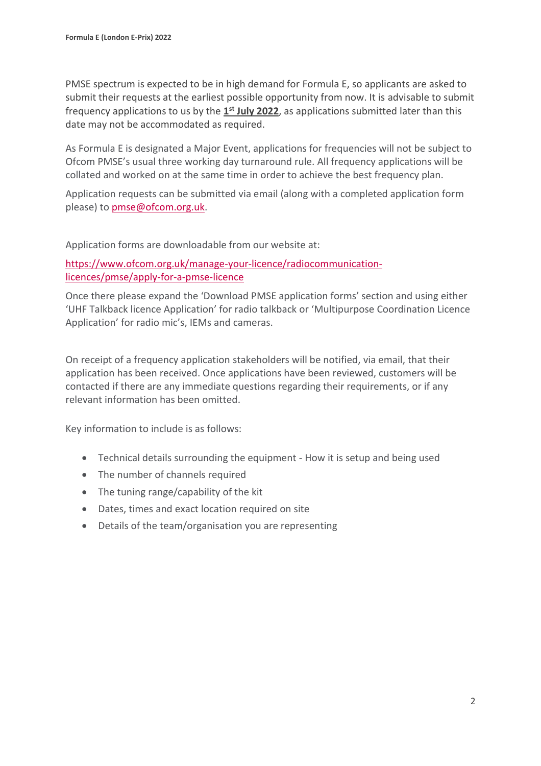PMSE spectrum is expected to be in high demand for Formula E, so applicants are asked to submit their requests at the earliest possible opportunity from now. It is advisable to submit frequency applications to us by the **1st July 2022**, as applications submitted later than this date may not be accommodated as required.

As Formula E is designated a Major Event, applications for frequencies will not be subject to Ofcom PMSE's usual three working day turnaround rule. All frequency applications will be collated and worked on at the same time in order to achieve the best frequency plan.

Application requests can be submitted via email (along with a completed application form please) to pmse@ofcom.org.uk.

Application forms are downloadable from our website at:

https://www.ofcom.org.uk/manage-your-licence/radiocommunication-licences/pmse/apply-for-a-pmse-licence

Once there please expand the 'Download PMSE application forms' section and using either 'UHF Talkback licence Application' for radio talkback or 'Multipurpose Coordination Licence Application' for radio mic's, IEMs and cameras.

On receipt of a frequency application stakeholders will be notified, via email, that their application has been received. Once applications have been reviewed, customers will be contacted if there are any immediate questions regarding their requirements, or if any relevant information has been omitted.

Key information to include is as follows:

- Technical details surrounding the equipment - How it is setup and being used
- The number of channels required
- The tuning range/capability of the kit
- Dates, times and exact location required on site
- Details of the team/organisation you are representing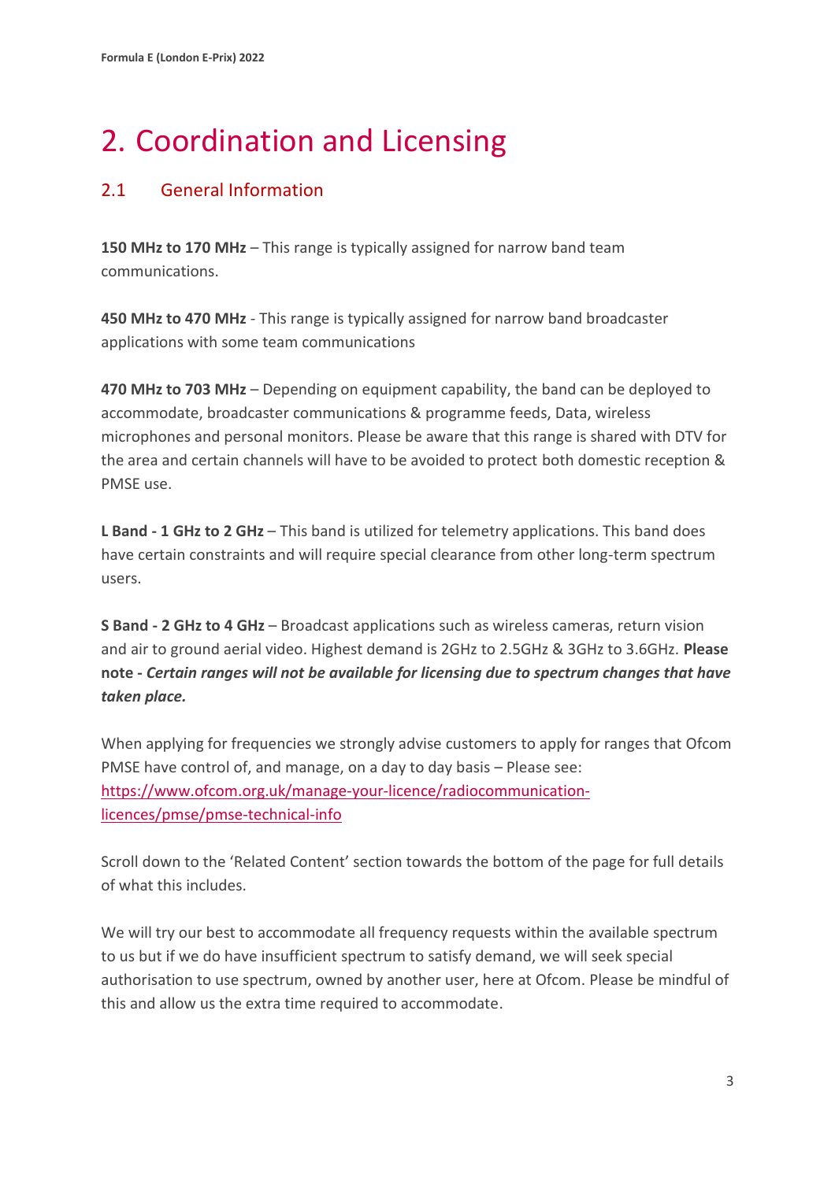# 2. Coordination and Licensing

## 2.1 General Information

**150 MHz to 170 MHz** – This range is typically assigned for narrow band team communications.

**450 MHz to 470 MHz** - This range is typically assigned for narrow band broadcaster applications with some team communications

**470 MHz to 703 MHz** – Depending on equipment capability, the band can be deployed to accommodate, broadcaster communications & programme feeds, Data, wireless microphones and personal monitors. Please be aware that this range is shared with DTV for the area and certain channels will have to be avoided to protect both domestic reception & PMSE use.

**L Band - 1 GHz to 2 GHz** – This band is utilized for telemetry applications. This band does have certain constraints and will require special clearance from other long-term spectrum users.

**S Band - 2 GHz to 4 GHz** – Broadcast applications such as wireless cameras, return vision and air to ground aerial video. Highest demand is 2GHz to 2.5GHz & 3GHz to 3.6GHz. **Please note -** ***Certain ranges will not be available for licensing due to spectrum changes that have taken place.***

When applying for frequencies we strongly advise customers to apply for ranges that Ofcom PMSE have control of, and manage, on a day to day basis – Please see: [https://www.ofcom.org.uk/manage-your-licence/radiocommunication-licences/pmse/pmse-technical-info](https://www.ofcom.org.uk/manage-your-licence/radiocommunication-licences/pmse/pmse-technical-info)

Scroll down to the 'Related Content' section towards the bottom of the page for full details of what this includes.

We will try our best to accommodate all frequency requests within the available spectrum to us but if we do have insufficient spectrum to satisfy demand, we will seek special authorisation to use spectrum, owned by another user, here at Ofcom. Please be mindful of this and allow us the extra time required to accommodate.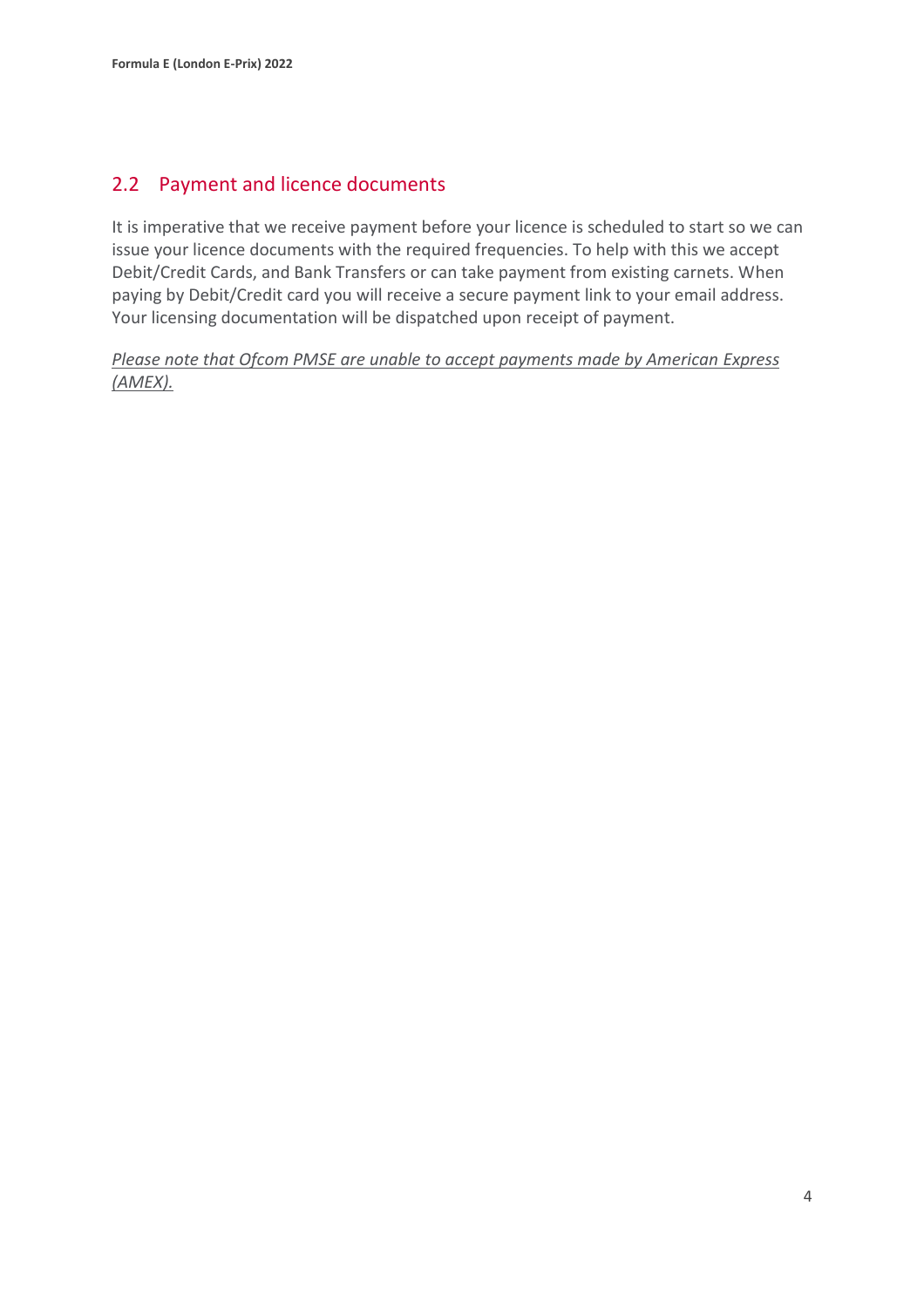## 2.2 Payment and licence documents

It is imperative that we receive payment before your licence is scheduled to start so we can issue your licence documents with the required frequencies. To help with this we accept Debit/Credit Cards, and Bank Transfers or can take payment from existing carnets. When paying by Debit/Credit card you will receive a secure payment link to your email address. Your licensing documentation will be dispatched upon receipt of payment.

*Please note that Ofcom PMSE are unable to accept payments made by American Express (AMEX).*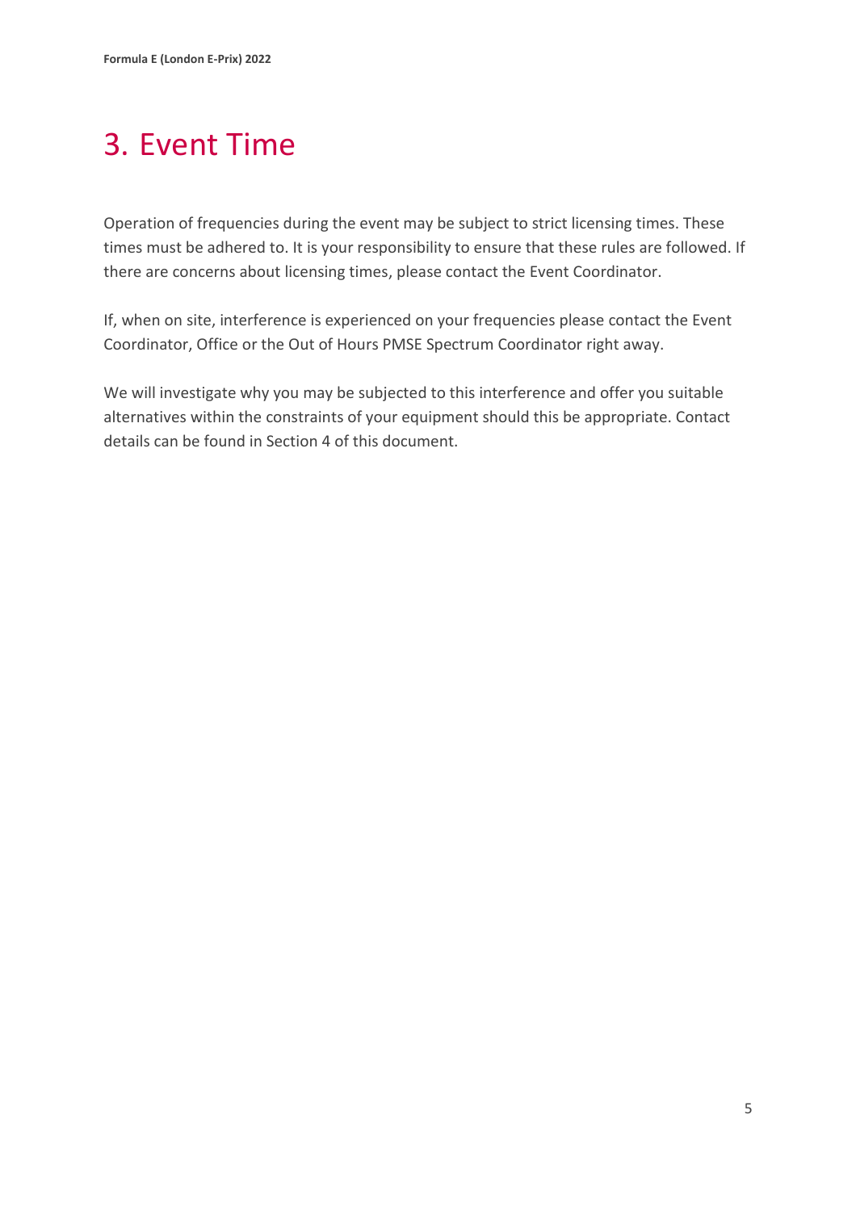# 3. Event Time

Operation of frequencies during the event may be subject to strict licensing times. These times must be adhered to. It is your responsibility to ensure that these rules are followed. If there are concerns about licensing times, please contact the Event Coordinator.

If, when on site, interference is experienced on your frequencies please contact the Event Coordinator, Office or the Out of Hours PMSE Spectrum Coordinator right away.

We will investigate why you may be subjected to this interference and offer you suitable alternatives within the constraints of your equipment should this be appropriate. Contact details can be found in Section 4 of this document.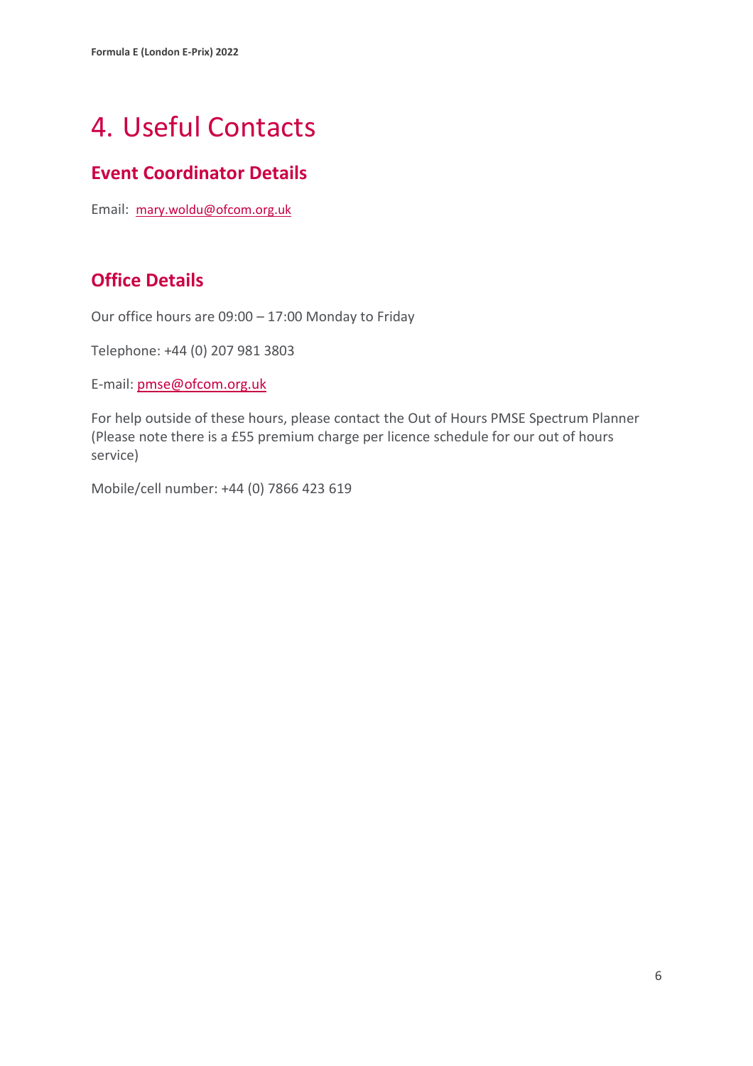# 4. Useful Contacts

## Event Coordinator Details

Email: mary.woldu@ofcom.org.uk

## Office Details

Our office hours are 09:00 – 17:00 Monday to Friday

Telephone: +44 (0) 207 981 3803

E-mail: pmse@ofcom.org.uk

For help outside of these hours, please contact the Out of Hours PMSE Spectrum Planner (Please note there is a £55 premium charge per licence schedule for our out of hours service)

Mobile/cell number: +44 (0) 7866 423 619